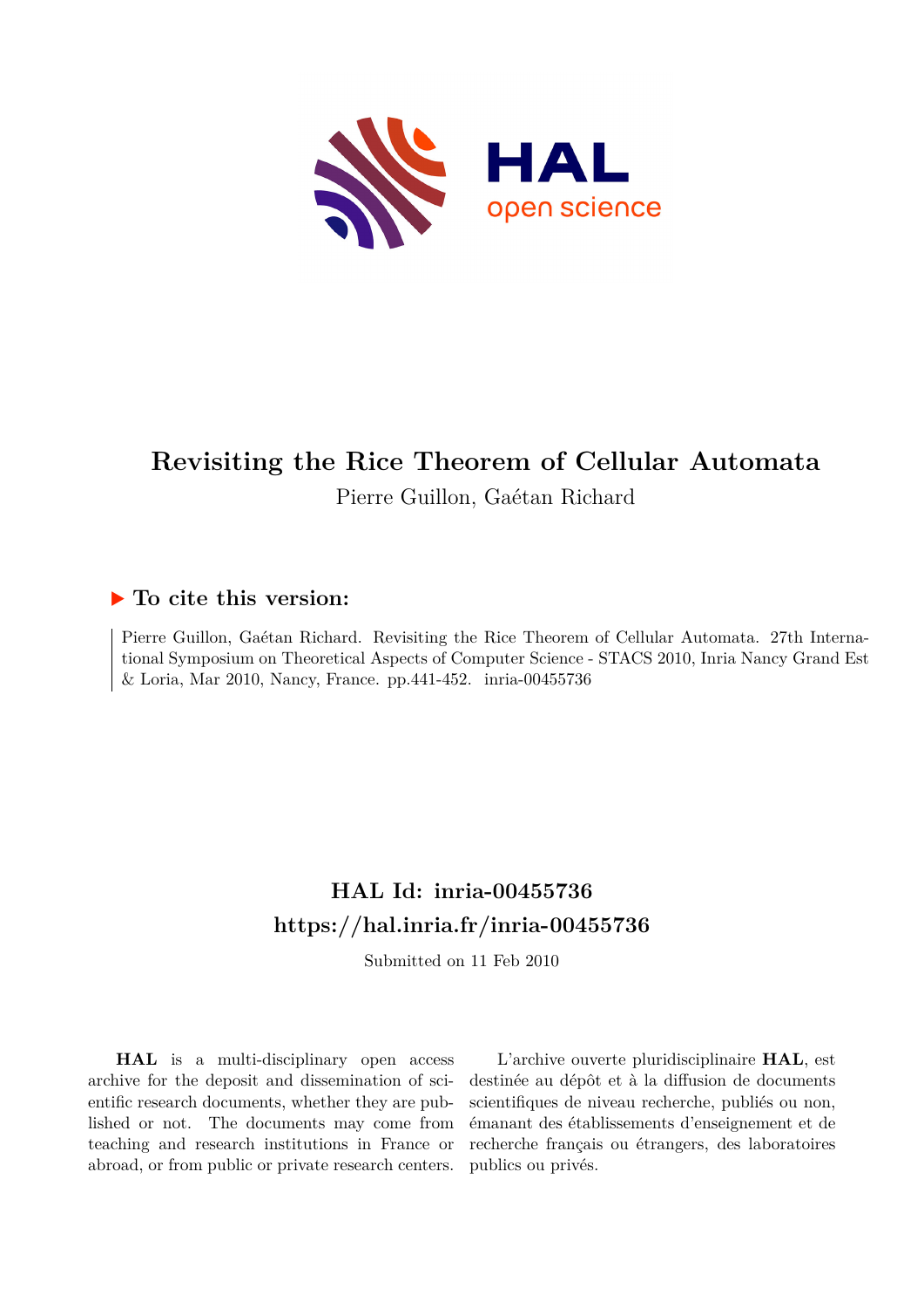# Revisiting the Rice Theorem of Cellular Automata

Pierre Guillon, Gaétan Richard

## ▶ To cite this version:

Pierre Guillon, Gaétan Richard. Revisiting the Rice Theorem of Cellular Automata. 27th International Symposium on Theoretical Aspects of Computer Science - STACS 2010, Inria Nancy Grand Est & Loria, Mar 2010, Nancy, France. pp.441-452. inria-00455736

## HAL Id: inria-00455736

## https://hal.inria.fr/inria-00455736

Submitted on 11 Feb 2010

**HAL** is a multi-disciplinary open access archive for the deposit and dissemination of scientific research documents, whether they are published or not. The documents may come from teaching and research institutions in France or abroad, or from public or private research centers.

L'archive ouverte pluridisciplinaire **HAL**, est destinée au dépôt et à la diffusion de documents scientifiques de niveau recherche, publiés ou non, émanant des établissements d'enseignement et de recherche français ou étrangers, des laboratoires publics ou privés.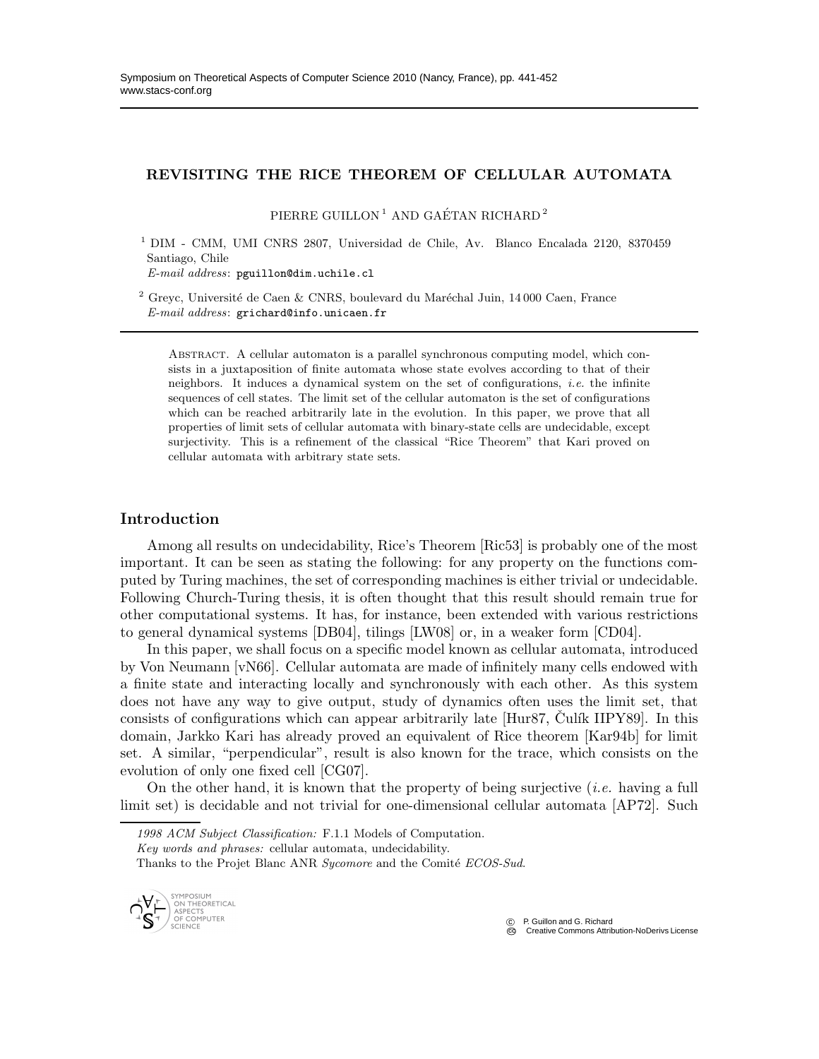**REVISITING THE RICE THEOREM OF CELLULAR AUTOMATA**

PIERRE GUILLON [1] AND GAÉTAN RICHARD [2]

[1] DIM - CMM, UMI CNRS 2807, Universidad de Chile, Av. Blanco Encalada 2120, 8370459 Santiago, Chile
*E-mail address*: pguillon@dim.uchile.cl

[2] Greyc, Université de Caen & CNRS, boulevard du Maréchal Juin, 14 000 Caen, France
*E-mail address*: grichard@info.unicaen.fr

ABSTRACT. A cellular automaton is a parallel synchronous computing model, which consists in a juxtaposition of finite automata whose state evolves according to that of their neighbors. It induces a dynamical system on the set of configurations, *i.e.* the infinite sequences of cell states. The limit set of the cellular automaton is the set of configurations which can be reached arbitrarily late in the evolution. In this paper, we prove that all properties of limit sets of cellular automata with binary-state cells are undecidable, except surjectivity. This is a refinement of the classical "Rice Theorem" that Kari proved on cellular automata with arbitrary state sets.

## Introduction

Among all results on undecidability, Rice's Theorem [Ric53] is probably one of the most important. It can be seen as stating the following: for any property on the functions computed by Turing machines, the set of corresponding machines is either trivial or undecidable. Following Church-Turing thesis, it is often thought that this result should remain true for other computational systems. It has, for instance, been extended with various restrictions to general dynamical systems [DB04], tilings [LW08] or, in a weaker form [CD04].

In this paper, we shall focus on a specific model known as cellular automata, introduced by Von Neumann [vN66]. Cellular automata are made of infinitely many cells endowed with a finite state and interacting locally and synchronously with each other. As this system does not have any way to give output, study of dynamics often uses the limit set, that consists of configurations which can appear arbitrarily late [Hur87, Čulík IIPY89]. In this domain, Jarkko Kari has already proved an equivalent of Rice theorem [Kar94b] for limit set. A similar, "perpendicular", result is also known for the trace, which consists on the evolution of only one fixed cell [CG07].

On the other hand, it is known that the property of being surjective (*i.e.* having a full limit set) is decidable and not trivial for one-dimensional cellular automata [AP72]. Such

*1998 ACM Subject Classification:* F.1.1 Models of Computation.
*Key words and phrases:* cellular automata, undecidability.
Thanks to the Projet Blanc ANR *Sycomore* and the Comité *ECOS-Sud*.

© P. Guillon and G. Richard
Creative Commons Attribution-NoDerivs License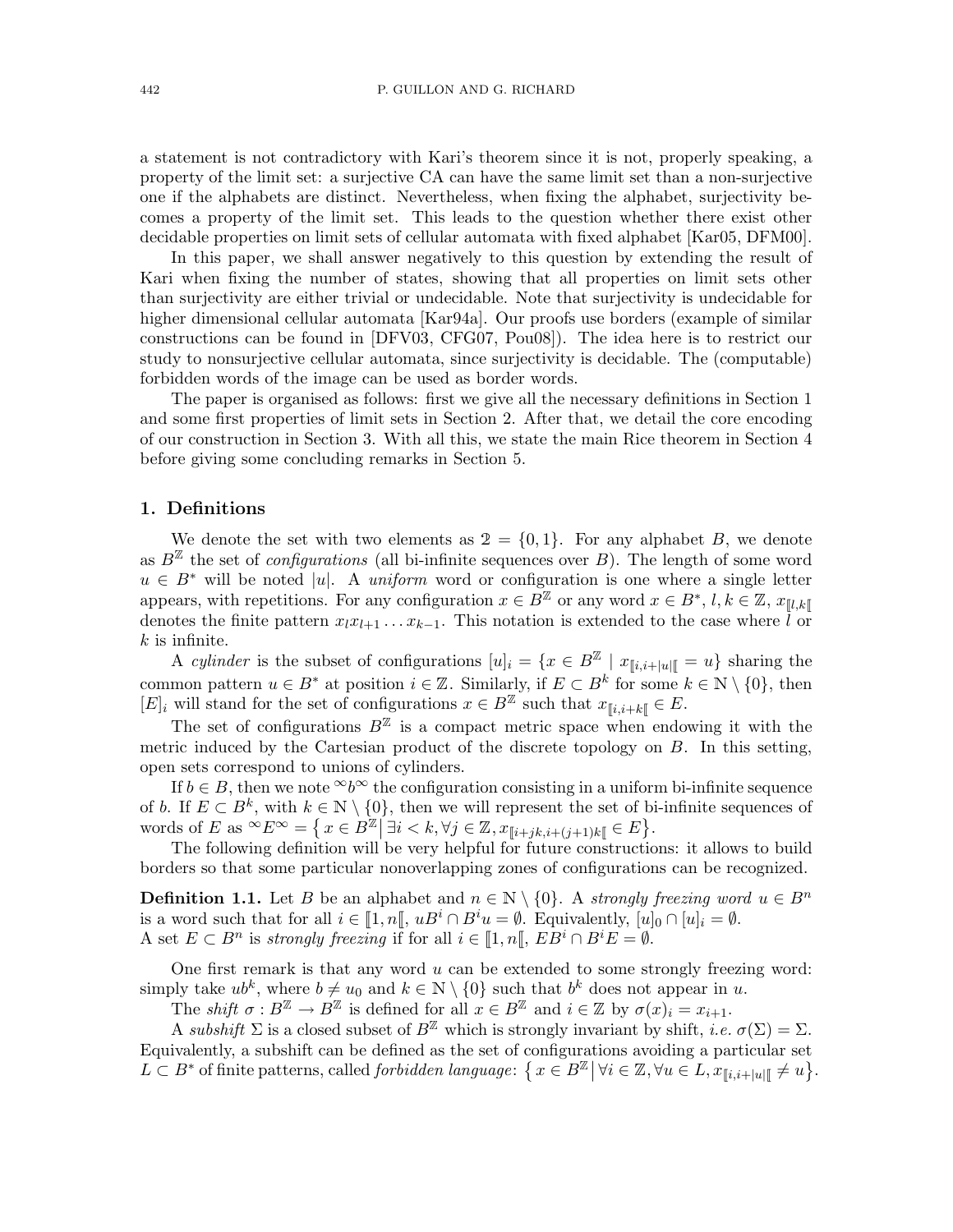a statement is not contradictory with Kari's theorem since it is not, properly speaking, a property of the limit set: a surjective CA can have the same limit set than a non-surjective one if the alphabets are distinct. Nevertheless, when fixing the alphabet, surjectivity becomes a property of the limit set. This leads to the question whether there exist other decidable properties on limit sets of cellular automata with fixed alphabet [Kar05, DFM00].

In this paper, we shall answer negatively to this question by extending the result of Kari when fixing the number of states, showing that all properties on limit sets other than surjectivity are either trivial or undecidable. Note that surjectivity is undecidable for higher dimensional cellular automata [Kar94a]. Our proofs use borders (example of similar constructions can be found in [DFV03, CFG07, Pou08]). The idea here is to restrict our study to nonsurjective cellular automata, since surjectivity is decidable. The (computable) forbidden words of the image can be used as border words.

The paper is organised as follows: first we give all the necessary definitions in Section 1 and some first properties of limit sets in Section 2. After that, we detail the core encoding of our construction in Section 3. With all this, we state the main Rice theorem in Section 4 before giving some concluding remarks in Section 5.

## 1. Definitions

We denote the set with two elements as $\mathbb{2} = \{0, 1\}$. For any alphabet $B$, we denote as $B^{\mathbb{Z}}$ the set of *configurations* (all bi-infinite sequences over $B$). The length of some word $u \in B^*$ will be noted $|u|$. A *uniform* word or configuration is one where a single letter appears, with repetitions. For any configuration $x \in B^{\mathbb{Z}}$ or any word $x \in B^*$, $l, k \in \mathbb{Z}$, $x_{[\![l,k[\![}$ denotes the finite pattern $x_l x_{l+1} \dots x_{k-1}$. This notation is extended to the case where $l$ or $k$ is infinite.

A *cylinder* is the subset of configurations $[u]_i = \{x \in B^{\mathbb{Z}} \mid x_{[\![i,i+|u|[\![} = u\}$ sharing the common pattern $u \in B^*$ at position $i \in \mathbb{Z}$. Similarly, if $E \subset B^k$ for some $k \in \mathbb{N} \setminus \{0\}$, then $[E]_i$ will stand for the set of configurations $x \in B^{\mathbb{Z}}$ such that $x_{[\![i,i+k[\![} \in E$.

The set of configurations $B^{\mathbb{Z}}$ is a compact metric space when endowing it with the metric induced by the Cartesian product of the discrete topology on $B$. In this setting, open sets correspond to unions of cylinders.

If $b \in B$, then we note ${}^{\infty}b^{\infty}$ the configuration consisting in a uniform bi-infinite sequence of $b$. If $E \subset B^k$, with $k \in \mathbb{N} \setminus \{0\}$, then we will represent the set of bi-infinite sequences of words of $E$ as ${}^{\infty}E^{\infty} = \left\{ x \in B^{\mathbb{Z}} \middle| \exists i < k, \forall j \in \mathbb{Z}, x_{[\![i+jk,i+(j+1)k[\![} \in E \right\}$.

The following definition will be very helpful for future constructions: it allows to build borders so that some particular nonoverlapping zones of configurations can be recognized.

**Definition 1.1.** Let $B$ be an alphabet and $n \in \mathbb{N} \setminus \{0\}$. A *strongly freezing word* $u \in B^n$ is a word such that for all $i \in [\![1, n[\![$, $uB^i \cap B^i u = \emptyset$. Equivalently, $[u]_0 \cap [u]_i = \emptyset$.
A set $E \subset B^n$ is *strongly freezing* if for all $i \in [\![1, n[\![$, $EB^i \cap B^i E = \emptyset$.

One first remark is that any word $u$ can be extended to some strongly freezing word: simply take $ub^k$, where $b \neq u_0$ and $k \in \mathbb{N} \setminus \{0\}$ such that $b^k$ does not appear in $u$.

The *shift* $\sigma : B^{\mathbb{Z}} \to B^{\mathbb{Z}}$ is defined for all $x \in B^{\mathbb{Z}}$ and $i \in \mathbb{Z}$ by $\sigma(x)_i = x_{i+1}$.

A *subshift* $\Sigma$ is a closed subset of $B^{\mathbb{Z}}$ which is strongly invariant by shift, *i.e.* $\sigma(\Sigma) = \Sigma$. Equivalently, a subshift can be defined as the set of configurations avoiding a particular set $L \subset B^*$ of finite patterns, called *forbidden language*: $\left\{ x \in B^{\mathbb{Z}} \middle| \forall i \in \mathbb{Z}, \forall u \in L, x_{[\![i,i+|u|[\![} \neq u \right\}$.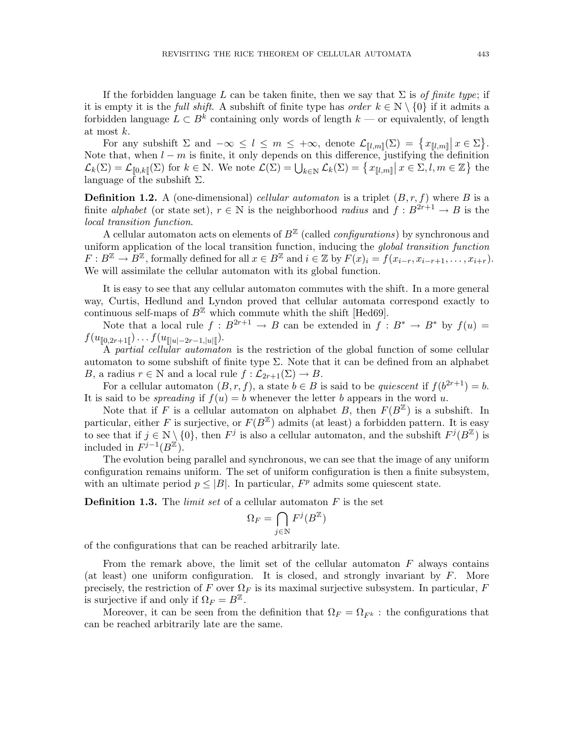If the forbidden language $L$ can be taken finite, then we say that $\Sigma$ is *of finite type*; if it is empty it is the *full shift*. A subshift of finite type has *order* $k \in \mathbb{N} \setminus \{0\}$ if it admits a forbidden language $L \subset B^k$ containing only words of length $k$ — or equivalently, of length at most $k$.

For any subshift $\Sigma$ and $-\infty \leq l \leq m \leq +\infty$, denote $\mathcal{L}_{[\![l,m]\!]}(\Sigma) = \left\{ x_{[\![l,m]\!]} \middle| x \in \Sigma \right\}$. Note that, when $l - m$ is finite, it only depends on this difference, justifying the definition $\mathcal{L}_k(\Sigma) = \mathcal{L}_{[\![0,k[\![}(\Sigma)$ for $k \in \mathbb{N}$. We note $\mathcal{L}(\Sigma) = \bigcup_{k \in \mathbb{N}} \mathcal{L}_k(\Sigma) = \left\{ x_{[\![l,m]\!]} \middle| x \in \Sigma, l, m \in \mathbb{Z} \right\}$ the language of the subshift $\Sigma$.

**Definition 1.2.** A (one-dimensional) *cellular automaton* is a triplet $(B, r, f)$ where $B$ is a finite *alphabet* (or state set), $r \in \mathbb{N}$ is the neighborhood *radius* and $f : B^{2r+1} \to B$ is the *local transition function*.

A cellular automaton acts on elements of $B^{\mathbb{Z}}$ (called *configurations*) by synchronous and uniform application of the local transition function, inducing the *global transition function* $F : B^{\mathbb{Z}} \to B^{\mathbb{Z}}$, formally defined for all $x \in B^{\mathbb{Z}}$ and $i \in \mathbb{Z}$ by $F(x)_i = f(x_{i-r}, x_{i-r+1}, \ldots, x_{i+r})$. We will assimilate the cellular automaton with its global function.

It is easy to see that any cellular automaton commutes with the shift. In a more general way, Curtis, Hedlund and Lyndon proved that cellular automata correspond exactly to continuous self-maps of $B^{\mathbb{Z}}$ which commute whith the shift [Hed69].

Note that a local rule $f : B^{2r+1} \to B$ can be extended in $f : B^* \to B^*$ by $f(u) = f(u_{[\![0,2r+1[\![}) \ldots f(u_{[\![|u|-2r-1,|u|[\![})$.

A *partial cellular automaton* is the restriction of the global function of some cellular automaton to some subshift of finite type $\Sigma$. Note that it can be defined from an alphabet $B$, a radius $r \in \mathbb{N}$ and a local rule $f : \mathcal{L}_{2r+1}(\Sigma) \to B$.

For a cellular automaton $(B, r, f)$, a state $b \in B$ is said to be *quiescent* if $f(b^{2r+1}) = b$. It is said to be *spreading* if $f(u) = b$ whenever the letter $b$ appears in the word $u$.

Note that if $F$ is a cellular automaton on alphabet $B$, then $F(B^{\mathbb{Z}})$ is a subshift. In particular, either $F$ is surjective, or $F(B^{\mathbb{Z}})$ admits (at least) a forbidden pattern. It is easy to see that if $j \in \mathbb{N} \setminus \{0\}$, then $F^j$ is also a cellular automaton, and the subshift $F^j(B^{\mathbb{Z}})$ is included in $F^{j-1}(B^{\mathbb{Z}})$.

The evolution being parallel and synchronous, we can see that the image of any uniform configuration remains uniform. The set of uniform configuration is then a finite subsystem, with an ultimate period $p \leq |B|$. In particular, $F^p$ admits some quiescent state.

**Definition 1.3.** The *limit set* of a cellular automaton $F$ is the set

$$\Omega_F = \bigcap_{j \in \mathbb{N}} F^j(B^{\mathbb{Z}})$$

of the configurations that can be reached arbitrarily late.

From the remark above, the limit set of the cellular automaton $F$ always contains (at least) one uniform configuration. It is closed, and strongly invariant by $F$. More precisely, the restriction of $F$ over $\Omega_F$ is its maximal surjective subsystem. In particular, $F$ is surjective if and only if $\Omega_F = B^{\mathbb{Z}}$.

Moreover, it can be seen from the definition that $\Omega_F = \Omega_{F^k}$ : the configurations that can be reached arbitrarily late are the same.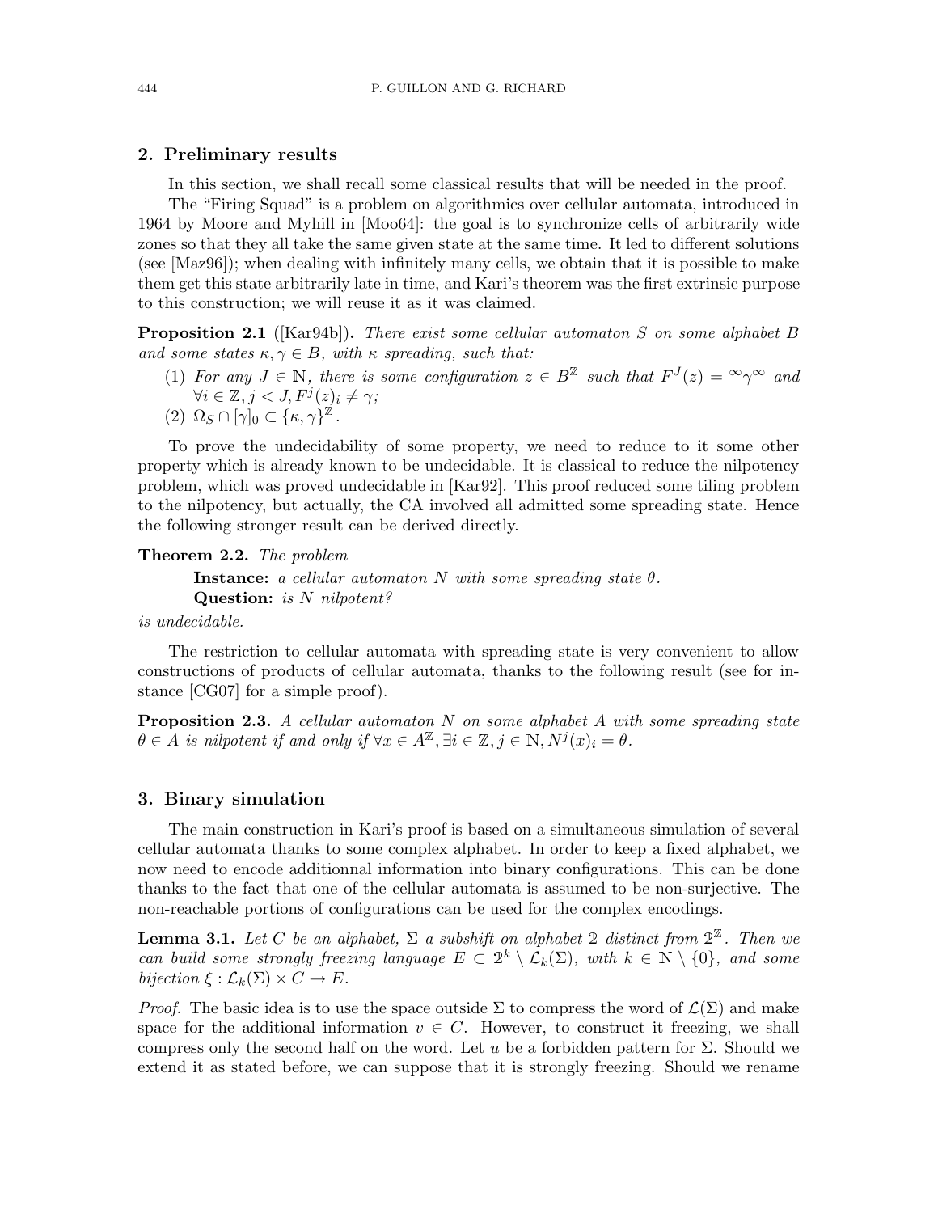## 2. Preliminary results

In this section, we shall recall some classical results that will be needed in the proof.

The "Firing Squad" is a problem on algorithmics over cellular automata, introduced in 1964 by Moore and Myhill in [Moo64]: the goal is to synchronize cells of arbitrarily wide zones so that they all take the same given state at the same time. It led to different solutions (see [Maz96]); when dealing with infinitely many cells, we obtain that it is possible to make them get this state arbitrarily late in time, and Kari's theorem was the first extrinsic purpose to this construction; we will reuse it as it was claimed.

**Proposition 2.1** ([Kar94b])**.** *There exist some cellular automaton $S$ on some alphabet $B$ and some states $\kappa, \gamma \in B$, with $\kappa$ spreading, such that:*

1. *For any $J \in \mathbb{N}$, there is some configuration $z \in B^{\mathbb{Z}}$ such that $F^J(z) = {}^\infty\gamma^\infty$ and $\forall i \in \mathbb{Z}, j < J, F^j(z)_i \neq \gamma$;*
2. *$\Omega_S \cap [\gamma]_0 \subset \{\kappa, \gamma\}^{\mathbb{Z}}$.*

To prove the undecidability of some property, we need to reduce to it some other property which is already known to be undecidable. It is classical to reduce the nilpotency problem, which was proved undecidable in [Kar92]. This proof reduced some tiling problem to the nilpotency, but actually, the CA involved all admitted some spreading state. Hence the following stronger result can be derived directly.

**Theorem 2.2.** *The problem*

> **Instance:** *a cellular automaton $N$ with some spreading state $\theta$.*
> **Question:** *is $N$ nilpotent?*

*is undecidable.*

The restriction to cellular automata with spreading state is very convenient to allow constructions of products of cellular automata, thanks to the following result (see for instance [CG07] for a simple proof).

**Proposition 2.3.** *A cellular automaton $N$ on some alphabet $A$ with some spreading state $\theta \in A$ is nilpotent if and only if $\forall x \in A^{\mathbb{Z}}, \exists i \in \mathbb{Z}, j \in \mathbb{N}, N^j(x)_i = \theta$.*

## 3. Binary simulation

The main construction in Kari's proof is based on a simultaneous simulation of several cellular automata thanks to some complex alphabet. In order to keep a fixed alphabet, we now need to encode additionnal information into binary configurations. This can be done thanks to the fact that one of the cellular automata is assumed to be non-surjective. The non-reachable portions of configurations can be used for the complex encodings.

**Lemma 3.1.** *Let $C$ be an alphabet, $\Sigma$ a subshift on alphabet $2$ distinct from $2^{\mathbb{Z}}$. Then we can build some strongly freezing language $E \subset 2^k \setminus \mathcal{L}_k(\Sigma)$, with $k \in \mathbb{N} \setminus \{0\}$, and some bijection $\xi : \mathcal{L}_k(\Sigma) \times C \to E$.*

*Proof.* The basic idea is to use the space outside $\Sigma$ to compress the word of $\mathcal{L}(\Sigma)$ and make space for the additional information $v \in C$. However, to construct it freezing, we shall compress only the second half on the word. Let $u$ be a forbidden pattern for $\Sigma$. Should we extend it as stated before, we can suppose that it is strongly freezing. Should we rename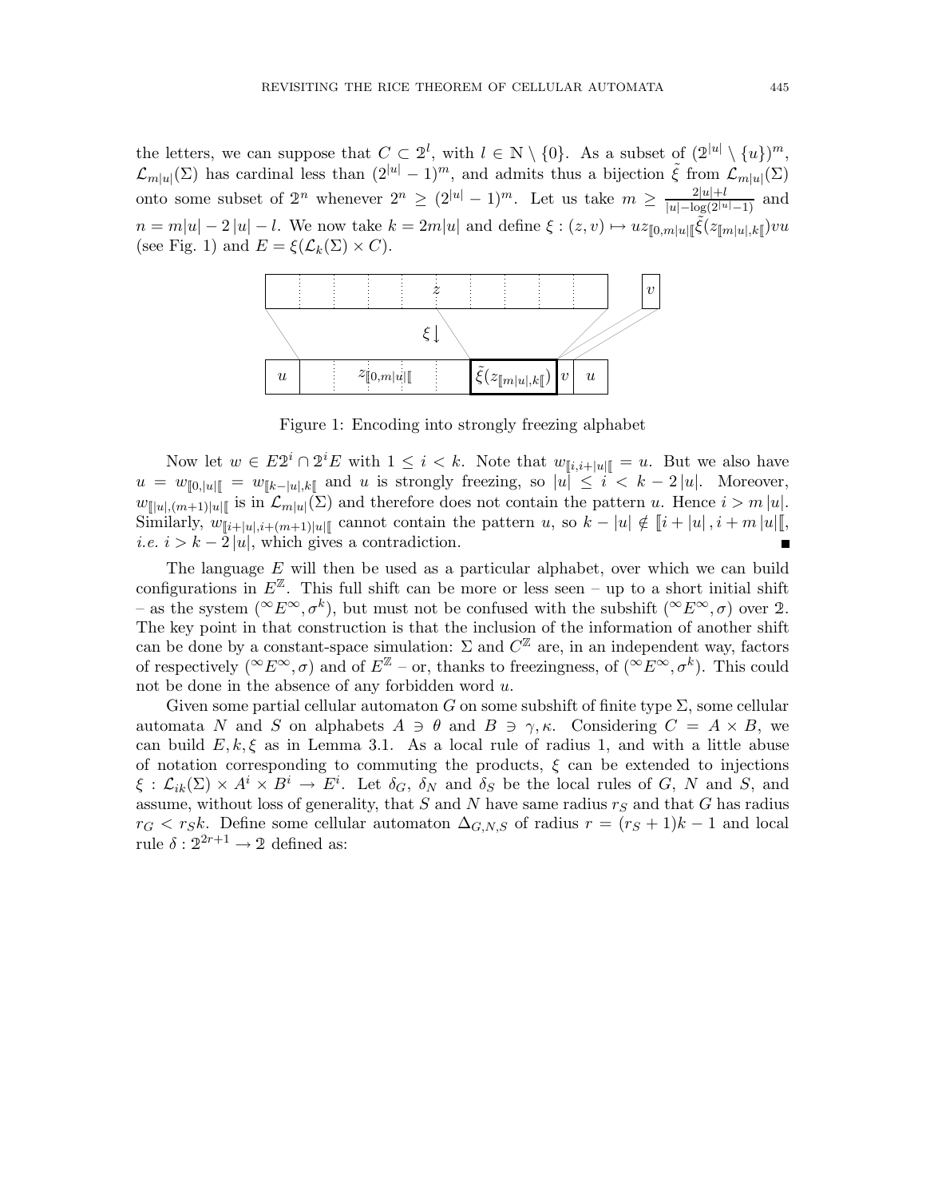the letters, we can suppose that $C \subset 2^l$, with $l \in \mathbb{N} \setminus \{0\}$. As a subset of $(2^{|u|} \setminus \{u\})^m$, $\mathcal{L}_{m|u|}(\Sigma)$ has cardinal less than $(2^{|u|}-1)^m$, and admits thus a bijection $\tilde{\xi}$ from $\mathcal{L}_{m|u|}(\Sigma)$ onto some subset of $2^n$ whenever $2^n \geq (2^{|u|}-1)^m$. Let us take $m \geq \frac{2|u|+l}{|u|-\log(2^{|u|}-1)}$ and $n = m|u| - 2|u| - l$. We now take $k = 2m|u|$ and define $\xi : (z,v) \mapsto u z_{[\![0,m|u|[\![} \tilde{\xi}(z_{[\![m|u|,k[\![}) v u$ (see Fig. 1) and $E = \xi(\mathcal{L}_k(\Sigma) \times C)$.

Figure 1: Encoding into strongly freezing alphabet

Now let $w \in E2^i \cap 2^i E$ with $1 \leq i < k$. Note that $w_{[\![i,i+|u|[\![} = u$. But we also have $u = w_{[\![0,|u|[\![} = w_{[\![k-|u|,k[\![}$ and $u$ is strongly freezing, so $|u| \leq i < k - 2|u|$. Moreover, $w_{[\![|u|,(m+1)|u|[\![}$ is in $\mathcal{L}_{m|u|}(\Sigma)$ and therefore does not contain the pattern $u$. Hence $i > m|u|$. Similarly, $w_{[\![i+|u|,i+(m+1)|u|[\![}$ cannot contain the pattern $u$, so $k - |u| \notin [\![i+|u|, i+m|u|[\![$, *i.e.* $i > k - 2|u|$, which gives a contradiction. ∎

The language $E$ will then be used as a particular alphabet, over which we can build configurations in $E^{\mathbb{Z}}$. This full shift can be more or less seen – up to a short initial shift – as the system $({}^\infty E^\infty, \sigma^k)$, but must not be confused with the subshift $({}^\infty E^\infty, \sigma)$ over $2$. The key point in that construction is that the inclusion of the information of another shift can be done by a constant-space simulation: $\Sigma$ and $C^{\mathbb{Z}}$ are, in an independent way, factors of respectively $({}^\infty E^\infty, \sigma)$ and of $E^{\mathbb{Z}}$ – or, thanks to freezingness, of $({}^\infty E^\infty, \sigma^k)$. This could not be done in the absence of any forbidden word $u$.

Given some partial cellular automaton $G$ on some subshift of finite type $\Sigma$, some cellular automata $N$ and $S$ on alphabets $A \ni \theta$ and $B \ni \gamma, \kappa$. Considering $C = A \times B$, we can build $E, k, \xi$ as in Lemma 3.1. As a local rule of radius 1, and with a little abuse of notation corresponding to commuting the products, $\xi$ can be extended to injections $\xi : \mathcal{L}_{ik}(\Sigma) \times A^i \times B^i \to E^i$. Let $\delta_G$, $\delta_N$ and $\delta_S$ be the local rules of $G$, $N$ and $S$, and assume, without loss of generality, that $S$ and $N$ have same radius $r_S$ and that $G$ has radius $r_G < r_S k$. Define some cellular automaton $\Delta_{G,N,S}$ of radius $r = (r_S+1)k - 1$ and local rule $\delta : 2^{2r+1} \to 2$ defined as: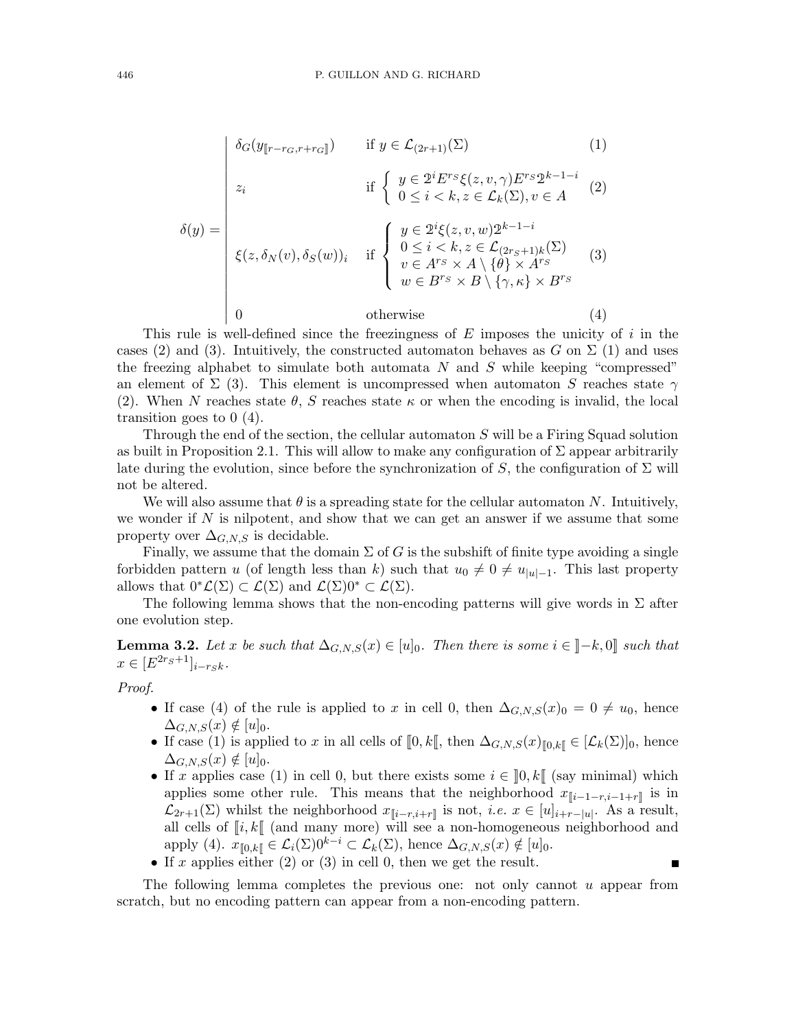$$
\delta(y) = \begin{cases}
\delta_G(y_{[\![r-r_G,r+r_G]\!]}) & \text{if } y \in \mathcal{L}_{(2r+1)}(\Sigma) \quad (1) \\[2ex]
z_i & \text{if } \begin{cases} y \in \mathfrak{D}^i E^{r_S} \xi(z,v,\gamma) E^{r_S} \mathfrak{D}^{k-1-i} \\ 0 \leq i < k, z \in \mathcal{L}_k(\Sigma), v \in A \end{cases} \quad (2) \\[2ex]
\xi(z, \delta_N(v), \delta_S(w))_i & \text{if } \begin{cases} y \in \mathfrak{D}^i \xi(z,v,w) \mathfrak{D}^{k-1-i} \\ 0 \leq i < k, z \in \mathcal{L}_{(2r_S+1)k}(\Sigma) \\ v \in A^{r_S} \times A \setminus \{\theta\} \times A^{r_S} \\ w \in B^{r_S} \times B \setminus \{\gamma, \kappa\} \times B^{r_S} \end{cases} \quad (3) \\[2ex]
0 & \text{otherwise} \quad (4)
\end{cases}
$$

This rule is well-defined since the freezingness of $E$ imposes the unicity of $i$ in the cases (2) and (3). Intuitively, the constructed automaton behaves as $G$ on $\Sigma$ (1) and uses the freezing alphabet to simulate both automata $N$ and $S$ while keeping "compressed" an element of $\Sigma$ (3). This element is uncompressed when automaton $S$ reaches state $\gamma$ (2). When $N$ reaches state $\theta$, $S$ reaches state $\kappa$ or when the encoding is invalid, the local transition goes to 0 (4).

Through the end of the section, the cellular automaton $S$ will be a Firing Squad solution as built in Proposition 2.1. This will allow to make any configuration of $\Sigma$ appear arbitrarily late during the evolution, since before the synchronization of $S$, the configuration of $\Sigma$ will not be altered.

We will also assume that $\theta$ is a spreading state for the cellular automaton $N$. Intuitively, we wonder if $N$ is nilpotent, and show that we can get an answer if we assume that some property over $\Delta_{G,N,S}$ is decidable.

Finally, we assume that the domain $\Sigma$ of $G$ is the subshift of finite type avoiding a single forbidden pattern $u$ (of length less than $k$) such that $u_0 \neq 0 \neq u_{|u|-1}$. This last property allows that $0^*\mathcal{L}(\Sigma) \subset \mathcal{L}(\Sigma)$ and $\mathcal{L}(\Sigma)0^* \subset \mathcal{L}(\Sigma)$.

The following lemma shows that the non-encoding patterns will give words in $\Sigma$ after one evolution step.

**Lemma 3.2.** *Let $x$ be such that $\Delta_{G,N,S}(x) \in [u]_0$. Then there is some $i \in ]\!]-k, 0]\!]$ such that $x \in [E^{2r_S+1}]_{i-r_S k}$.*

*Proof.*

- If case (4) of the rule is applied to $x$ in cell 0, then $\Delta_{G,N,S}(x)_0 = 0 \neq u_0$, hence $\Delta_{G,N,S}(x) \notin [u]_0$.
- If case (1) is applied to $x$ in all cells of $[\![0, k[\![$, then $\Delta_{G,N,S}(x)_{[\![0,k[\![} \in [\mathcal{L}_k(\Sigma)]_0$, hence $\Delta_{G,N,S}(x) \notin [u]_0$.
- If $x$ applies case (1) in cell 0, but there exists some $i \in ]\!]0, k[\![$ (say minimal) which applies some other rule. This means that the neighborhood $x_{[\![i-1-r,i-1+r]\!]}$ is in $\mathcal{L}_{2r+1}(\Sigma)$ whilst the neighborhood $x_{[\![i-r,i+r]\!]}$ is not, *i.e.* $x \in [u]_{i+r-|u|}$. As a result, all cells of $[\![i, k[\![$ (and many more) will see a non-homogeneous neighborhood and apply (4). $x_{[\![0,k[\![} \in \mathcal{L}_i(\Sigma)0^{k-i} \subset \mathcal{L}_k(\Sigma)$, hence $\Delta_{G,N,S}(x) \notin [u]_0$.
- If $x$ applies either (2) or (3) in cell 0, then we get the result. ∎

The following lemma completes the previous one: not only cannot $u$ appear from scratch, but no encoding pattern can appear from a non-encoding pattern.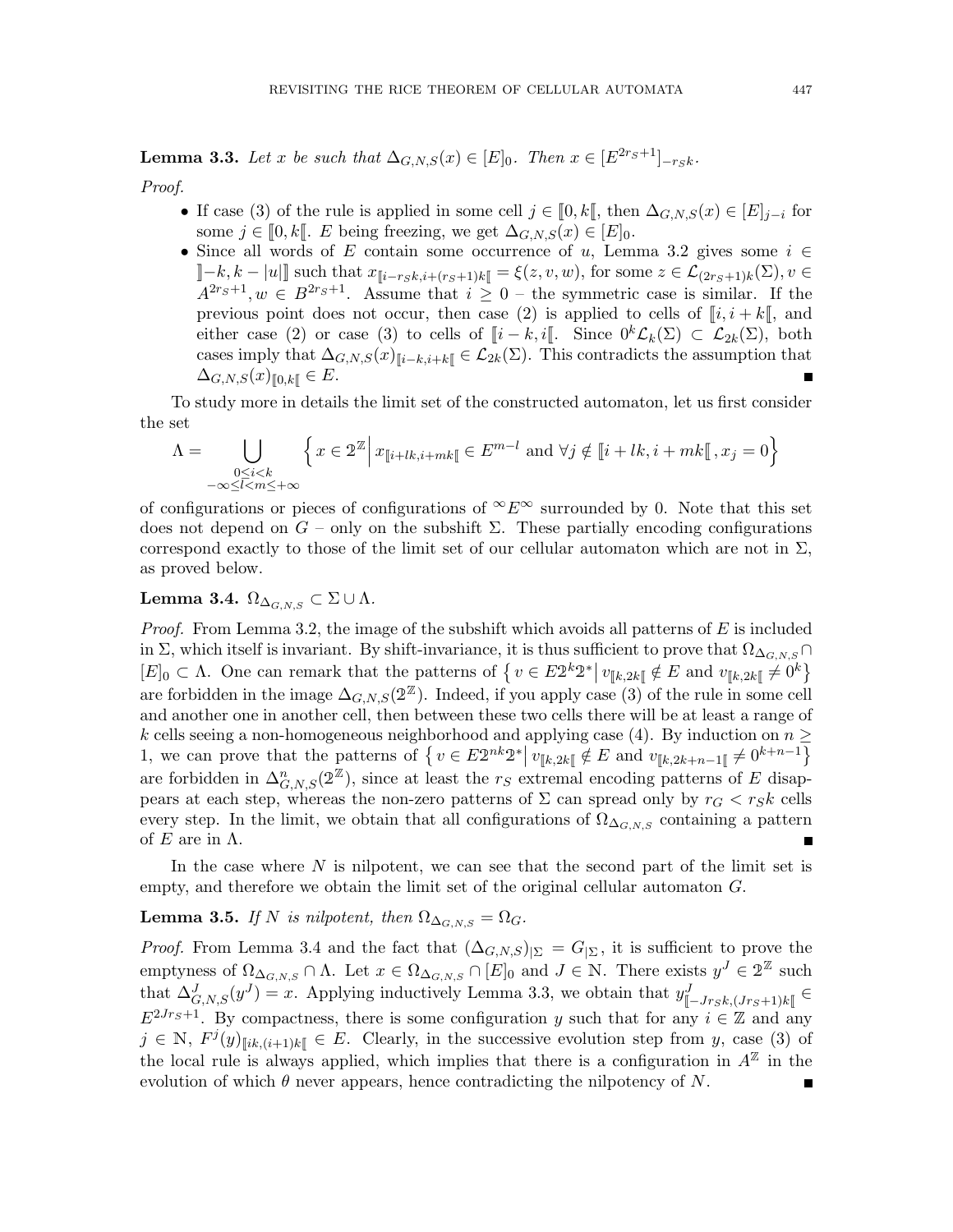**Lemma 3.3.** *Let $x$ be such that $\Delta_{G,N,S}(x) \in [E]_0$. Then $x \in [E^{2r_S+1}]_{-r_S k}$.*

*Proof.*

- If case (3) of the rule is applied in some cell $j \in [\![0,k[\![$, then $\Delta_{G,N,S}(x) \in [E]_{j-i}$ for some $j \in [\![0,k[\![$. $E$ being freezing, we get $\Delta_{G,N,S}(x) \in [E]_0$.
- Since all words of $E$ contain some occurrence of $u$, Lemma 3.2 gives some $i \in ]\!]-k, k-|u|]\!]$ such that $x_{[\![i-r_S k, i+(r_S+1)k[\![} = \xi(z,v,w)$, for some $z \in \mathcal{L}_{(2r_S+1)k}(\Sigma), v \in A^{2r_S+1}, w \in B^{2r_S+1}$. Assume that $i \geq 0$ – the symmetric case is similar. If the previous point does not occur, then case (2) is applied to cells of $[\![i, i+k[\![$, and either case (2) or case (3) to cells of $[\![i-k, i[\![$. Since $0^k\mathcal{L}_k(\Sigma) \subset \mathcal{L}_{2k}(\Sigma)$, both cases imply that $\Delta_{G,N,S}(x)_{[\![i-k,i+k[\![} \in \mathcal{L}_{2k}(\Sigma)$. This contradicts the assumption that $\Delta_{G,N,S}(x)_{[\![0,k[\![} \in E$. ∎

To study more in details the limit set of the constructed automaton, let us first consider the set

$$\Lambda = \bigcup_{\substack{0 \leq i < k \\ -\infty \leq l < m \leq +\infty}} \left\{ x \in 2^{\mathbb{Z}} \middle| x_{[\![i+lk, i+mk[\![} \in E^{m-l} \text{ and } \forall j \notin [\![i+lk, i+mk[\![, x_j = 0 \right\}$$

of configurations or pieces of configurations of ${}^{\infty}E^{\infty}$ surrounded by 0. Note that this set does not depend on $G$ – only on the subshift $\Sigma$. These partially encoding configurations correspond exactly to those of the limit set of our cellular automaton which are not in $\Sigma$, as proved below.

**Lemma 3.4.** $\Omega_{\Delta_{G,N,S}} \subset \Sigma \cup \Lambda$.

*Proof.* From Lemma 3.2, the image of the subshift which avoids all patterns of $E$ is included in $\Sigma$, which itself is invariant. By shift-invariance, it is thus sufficient to prove that $\Omega_{\Delta_{G,N,S}} \cap [E]_0 \subset \Lambda$. One can remark that the patterns of $\left\{ v \in E2^k2^* \middle| v_{[\![k,2k[\![} \notin E \text{ and } v_{[\![k,2k[\![} \neq 0^k \right\}$ are forbidden in the image $\Delta_{G,N,S}(2^{\mathbb{Z}})$. Indeed, if you apply case (3) of the rule in some cell and another one in another cell, then between these two cells there will be at least a range of $k$ cells seeing a non-homogeneous neighborhood and applying case (4). By induction on $n \geq 1$, we can prove that the patterns of $\left\{ v \in E2^{nk}2^* \middle| v_{[\![k,2k[\![} \notin E \text{ and } v_{[\![k,2k+n-1[\![} \neq 0^{k+n-1} \right\}$ are forbidden in $\Delta^n_{G,N,S}(2^{\mathbb{Z}})$, since at least the $r_S$ extremal encoding patterns of $E$ disappears at each step, whereas the non-zero patterns of $\Sigma$ can spread only by $r_G < r_S k$ cells every step. In the limit, we obtain that all configurations of $\Omega_{\Delta_{G,N,S}}$ containing a pattern of $E$ are in $\Lambda$. ∎

In the case where $N$ is nilpotent, we can see that the second part of the limit set is empty, and therefore we obtain the limit set of the original cellular automaton $G$.

**Lemma 3.5.** *If $N$ is nilpotent, then $\Omega_{\Delta_{G,N,S}} = \Omega_G$.*

*Proof.* From Lemma 3.4 and the fact that $(\Delta_{G,N,S})_{|\Sigma} = G_{|\Sigma}$, it is sufficient to prove the emptyness of $\Omega_{\Delta_{G,N,S}} \cap \Lambda$. Let $x \in \Omega_{\Delta_{G,N,S}} \cap [E]_0$ and $J \in \mathbb{N}$. There exists $y^J \in 2^{\mathbb{Z}}$ such that $\Delta^J_{G,N,S}(y^J) = x$. Applying inductively Lemma 3.3, we obtain that $y^J_{[\![-Jr_S k,(Jr_S+1)k[\![} \in E^{2Jr_S+1}$. By compactness, there is some configuration $y$ such that for any $i \in \mathbb{Z}$ and any $j \in \mathbb{N}$, $F^j(y)_{[\![ik,(i+1)k[\![} \in E$. Clearly, in the successive evolution step from $y$, case (3) of the local rule is always applied, which implies that there is a configuration in $A^{\mathbb{Z}}$ in the evolution of which $\theta$ never appears, hence contradicting the nilpotency of $N$. ∎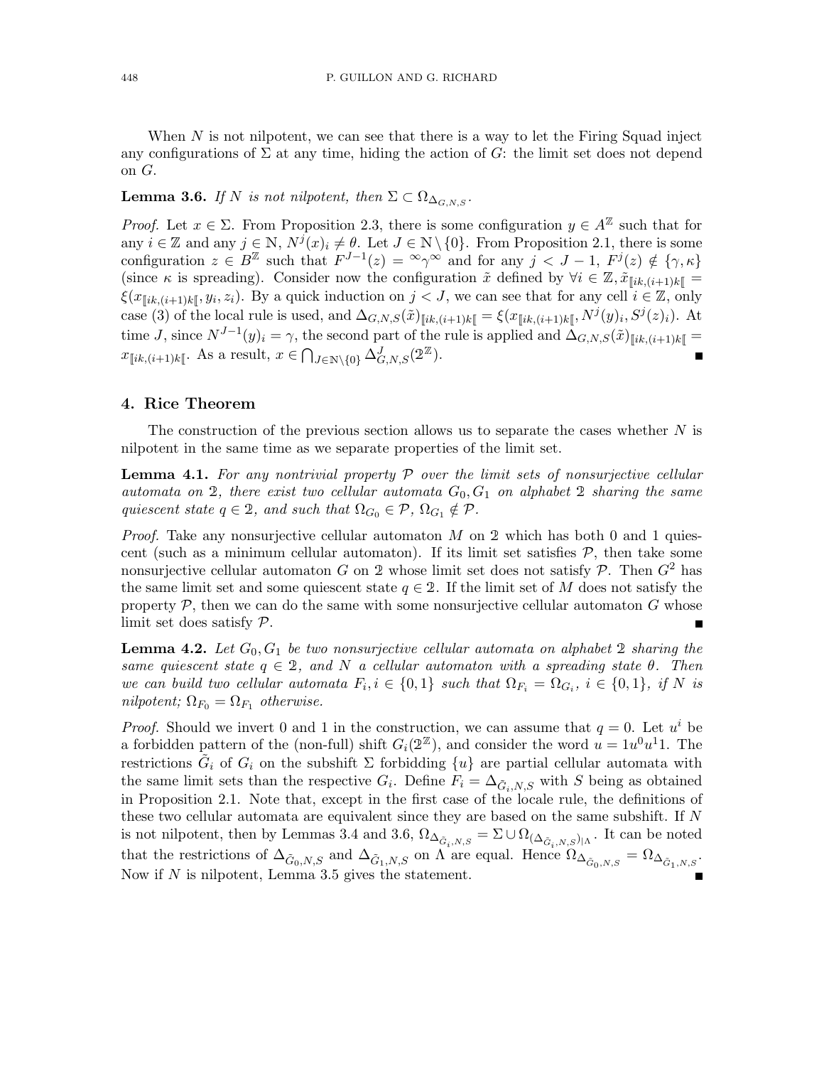When $N$ is not nilpotent, we can see that there is a way to let the Firing Squad inject any configurations of $\Sigma$ at any time, hiding the action of $G$: the limit set does not depend on $G$.

**Lemma 3.6.** *If $N$ is not nilpotent, then $\Sigma \subset \Omega_{\Delta_{G,N,S}}$.*

*Proof.* Let $x \in \Sigma$. From Proposition 2.3, there is some configuration $y \in A^{\mathbb{Z}}$ such that for any $i \in \mathbb{Z}$ and any $j \in \mathbb{N}$, $N^j(x)_i \neq \theta$. Let $J \in \mathbb{N} \setminus \{0\}$. From Proposition 2.1, there is some configuration $z \in B^{\mathbb{Z}}$ such that $F^{J-1}(z) = {}^{\infty}\gamma^{\infty}$ and for any $j < J-1$, $F^j(z) \notin \{\gamma, \kappa\}$ (since $\kappa$ is spreading). Consider now the configuration $\tilde{x}$ defined by $\forall i \in \mathbb{Z}, \tilde{x}_{[\![ik,(i+1)k[\![} = \xi(x_{[\![ik,(i+1)k[\![}, y_i, z_i)$. By a quick induction on $j < J$, we can see that for any cell $i \in \mathbb{Z}$, only case (3) of the local rule is used, and $\Delta_{G,N,S}(\tilde{x})_{[\![ik,(i+1)k[\![} = \xi(x_{[\![ik,(i+1)k[\![}, N^j(y)_i, S^j(z)_i)$. At time $J$, since $N^{J-1}(y)_i = \gamma$, the second part of the rule is applied and $\Delta_{G,N,S}(\tilde{x})_{[\![ik,(i+1)k[\![} = x_{[\![ik,(i+1)k[\![}$. As a result, $x \in \bigcap_{J \in \mathbb{N}\setminus\{0\}} \Delta^J_{G,N,S}(2^{\mathbb{Z}})$. ∎

## 4. Rice Theorem

The construction of the previous section allows us to separate the cases whether $N$ is nilpotent in the same time as we separate properties of the limit set.

**Lemma 4.1.** *For any nontrivial property $\mathcal{P}$ over the limit sets of nonsurjective cellular automata on $2$, there exist two cellular automata $G_0, G_1$ on alphabet $2$ sharing the same quiescent state $q \in 2$, and such that $\Omega_{G_0} \in \mathcal{P}$, $\Omega_{G_1} \notin \mathcal{P}$.*

*Proof.* Take any nonsurjective cellular automaton $M$ on $2$ which has both 0 and 1 quiescent (such as a minimum cellular automaton). If its limit set satisfies $\mathcal{P}$, then take some nonsurjective cellular automaton $G$ on $2$ whose limit set does not satisfy $\mathcal{P}$. Then $G^2$ has the same limit set and some quiescent state $q \in 2$. If the limit set of $M$ does not satisfy the property $\mathcal{P}$, then we can do the same with some nonsurjective cellular automaton $G$ whose limit set does satisfy $\mathcal{P}$. ∎

**Lemma 4.2.** *Let $G_0, G_1$ be two nonsurjective cellular automata on alphabet $2$ sharing the same quiescent state $q \in 2$, and $N$ a cellular automaton with a spreading state $\theta$. Then we can build two cellular automata $F_i, i \in \{0,1\}$ such that $\Omega_{F_i} = \Omega_{G_i}$, $i \in \{0,1\}$, if $N$ is nilpotent; $\Omega_{F_0} = \Omega_{F_1}$ otherwise.*

*Proof.* Should we invert 0 and 1 in the construction, we can assume that $q = 0$. Let $u^i$ be a forbidden pattern of the (non-full) shift $G_i(2^{\mathbb{Z}})$, and consider the word $u = 1u^0u^1 1$. The restrictions $\tilde{G}_i$ of $G_i$ on the subshift $\Sigma$ forbidding $\{u\}$ are partial cellular automata with the same limit sets than the respective $G_i$. Define $F_i = \Delta_{\tilde{G}_i,N,S}$ with $S$ being as obtained in Proposition 2.1. Note that, except in the first case of the locale rule, the definitions of these two cellular automata are equivalent since they are based on the same subshift. If $N$ is not nilpotent, then by Lemmas 3.4 and 3.6, $\Omega_{\Delta_{\tilde{G}_i,N,S}} = \Sigma \cup \Omega_{(\Delta_{\tilde{G}_i,N,S})_{|\Lambda}}$. It can be noted that the restrictions of $\Delta_{\tilde{G}_0,N,S}$ and $\Delta_{\tilde{G}_1,N,S}$ on $\Lambda$ are equal. Hence $\Omega_{\Delta_{\tilde{G}_0,N,S}} = \Omega_{\Delta_{\tilde{G}_1,N,S}}$. Now if $N$ is nilpotent, Lemma 3.5 gives the statement. ∎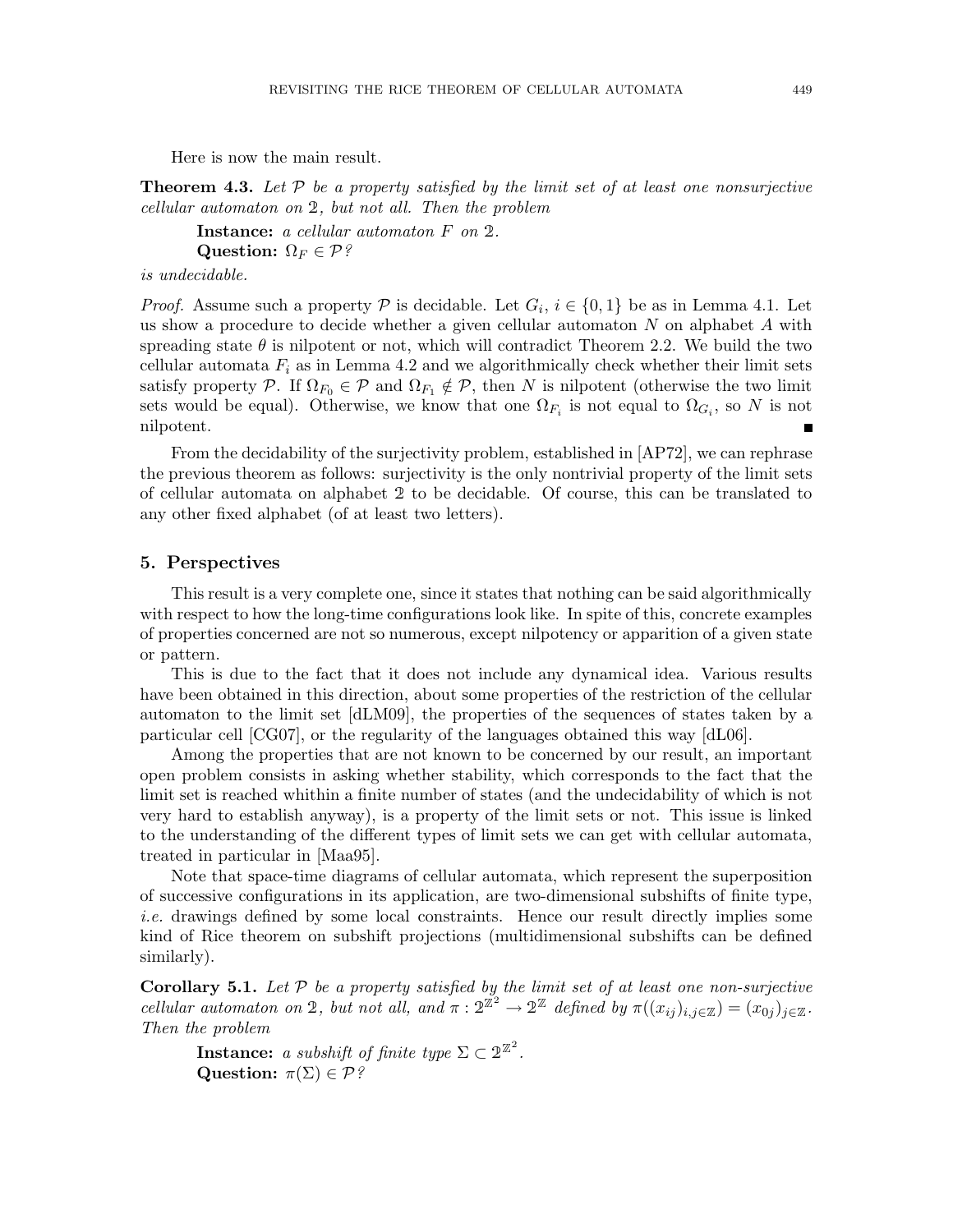Here is now the main result.

**Theorem 4.3.** *Let $\mathcal{P}$ be a property satisfied by the limit set of at least one nonsurjective cellular automaton on $\mathbb{2}$, but not all. Then the problem*

> **Instance:** *a cellular automaton $F$ on $\mathbb{2}$.*
> **Question:** $\Omega_F \in \mathcal{P}$*?*

*is undecidable.*

*Proof.* Assume such a property $\mathcal{P}$ is decidable. Let $G_i$, $i \in \{0, 1\}$ be as in Lemma 4.1. Let us show a procedure to decide whether a given cellular automaton $N$ on alphabet $A$ with spreading state $\theta$ is nilpotent or not, which will contradict Theorem 2.2. We build the two cellular automata $F_i$ as in Lemma 4.2 and we algorithmically check whether their limit sets satisfy property $\mathcal{P}$. If $\Omega_{F_0} \in \mathcal{P}$ and $\Omega_{F_1} \notin \mathcal{P}$, then $N$ is nilpotent (otherwise the two limit sets would be equal). Otherwise, we know that one $\Omega_{F_i}$ is not equal to $\Omega_{G_i}$, so $N$ is not nilpotent. ∎

From the decidability of the surjectivity problem, established in [AP72], we can rephrase the previous theorem as follows: surjectivity is the only nontrivial property of the limit sets of cellular automata on alphabet $\mathbb{2}$ to be decidable. Of course, this can be translated to any other fixed alphabet (of at least two letters).

## 5. Perspectives

This result is a very complete one, since it states that nothing can be said algorithmically with respect to how the long-time configurations look like. In spite of this, concrete examples of properties concerned are not so numerous, except nilpotency or apparition of a given state or pattern.

This is due to the fact that it does not include any dynamical idea. Various results have been obtained in this direction, about some properties of the restriction of the cellular automaton to the limit set [dLM09], the properties of the sequences of states taken by a particular cell [CG07], or the regularity of the languages obtained this way [dL06].

Among the properties that are not known to be concerned by our result, an important open problem consists in asking whether stability, which corresponds to the fact that the limit set is reached whithin a finite number of states (and the undecidability of which is not very hard to establish anyway), is a property of the limit sets or not. This issue is linked to the understanding of the different types of limit sets we can get with cellular automata, treated in particular in [Maa95].

Note that space-time diagrams of cellular automata, which represent the superposition of successive configurations in its application, are two-dimensional subshifts of finite type, *i.e.* drawings defined by some local constraints. Hence our result directly implies some kind of Rice theorem on subshift projections (multidimensional subshifts can be defined similarly).

**Corollary 5.1.** *Let $\mathcal{P}$ be a property satisfied by the limit set of at least one non-surjective cellular automaton on $\mathbb{2}$, but not all, and $\pi : \mathbb{2}^{\mathbb{Z}^2} \to \mathbb{2}^{\mathbb{Z}}$ defined by $\pi((x_{ij})_{i,j \in \mathbb{Z}}) = (x_{0j})_{j \in \mathbb{Z}}$. Then the problem*

> **Instance:** *a subshift of finite type $\Sigma \subset \mathbb{2}^{\mathbb{Z}^2}$.*
> **Question:** $\pi(\Sigma) \in \mathcal{P}$*?*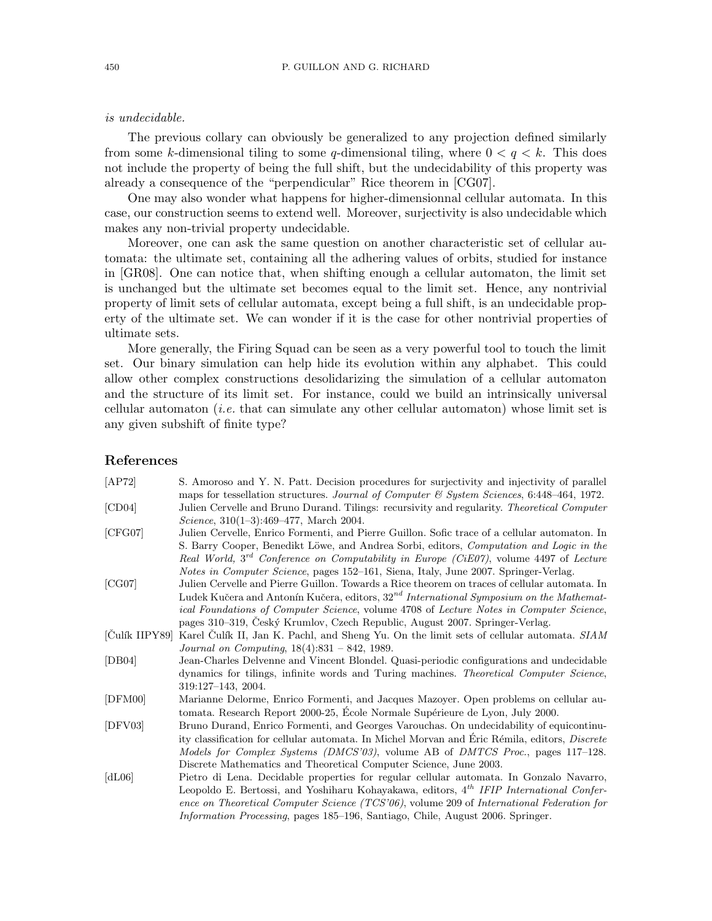*is undecidable.*

The previous collary can obviously be generalized to any projection defined similarly from some $k$-dimensional tiling to some $q$-dimensional tiling, where $0 < q < k$. This does not include the property of being the full shift, but the undecidability of this property was already a consequence of the "perpendicular" Rice theorem in [CG07].

One may also wonder what happens for higher-dimensionnal cellular automata. In this case, our construction seems to extend well. Moreover, surjectivity is also undecidable which makes any non-trivial property undecidable.

Moreover, one can ask the same question on another characteristic set of cellular automata: the ultimate set, containing all the adhering values of orbits, studied for instance in [GR08]. One can notice that, when shifting enough a cellular automaton, the limit set is unchanged but the ultimate set becomes equal to the limit set. Hence, any nontrivial property of limit sets of cellular automata, except being a full shift, is an undecidable property of the ultimate set. We can wonder if it is the case for other nontrivial properties of ultimate sets.

More generally, the Firing Squad can be seen as a very powerful tool to touch the limit set. Our binary simulation can help hide its evolution within any alphabet. This could allow other complex constructions desolidarizing the simulation of a cellular automaton and the structure of its limit set. For instance, could we build an intrinsically universal cellular automaton (*i.e.* that can simulate any other cellular automaton) whose limit set is any given subshift of finite type?

## References

[AP72] S. Amoroso and Y. N. Patt. Decision procedures for surjectivity and injectivity of parallel maps for tessellation structures. *Journal of Computer & System Sciences*, 6:448–464, 1972.

[CD04] Julien Cervelle and Bruno Durand. Tilings: recursivity and regularity. *Theoretical Computer Science*, 310(1–3):469–477, March 2004.

[CFG07] Julien Cervelle, Enrico Formenti, and Pierre Guillon. Sofic trace of a cellular automaton. In S. Barry Cooper, Benedikt Löwe, and Andrea Sorbi, editors, *Computation and Logic in the Real World, $3^{rd}$ Conference on Computability in Europe (CiE07)*, volume 4497 of *Lecture Notes in Computer Science*, pages 152–161, Siena, Italy, June 2007. Springer-Verlag.

[CG07] Julien Cervelle and Pierre Guillon. Towards a Rice theorem on traces of cellular automata. In Ludek Kučera and Antonín Kučera, editors, *$32^{nd}$ International Symposium on the Mathematical Foundations of Computer Science*, volume 4708 of *Lecture Notes in Computer Science*, pages 310–319, Český Krumlov, Czech Republic, August 2007. Springer-Verlag.

[Čulík IIPY89] Karel Čulík II, Jan K. Pachl, and Sheng Yu. On the limit sets of cellular automata. *SIAM Journal on Computing*, 18(4):831 – 842, 1989.

[DB04] Jean-Charles Delvenne and Vincent Blondel. Quasi-periodic configurations and undecidable dynamics for tilings, infinite words and Turing machines. *Theoretical Computer Science*, 319:127–143, 2004.

[DFM00] Marianne Delorme, Enrico Formenti, and Jacques Mazoyer. Open problems on cellular automata. Research Report 2000-25, École Normale Supérieure de Lyon, July 2000.

[DFV03] Bruno Durand, Enrico Formenti, and Georges Varouchas. On undecidability of equicontinuity classification for cellular automata. In Michel Morvan and Éric Rémila, editors, *Discrete Models for Complex Systems (DMCS'03)*, volume AB of *DMTCS Proc.*, pages 117–128. Discrete Mathematics and Theoretical Computer Science, June 2003.

[dL06] Pietro di Lena. Decidable properties for regular cellular automata. In Gonzalo Navarro, Leopoldo E. Bertossi, and Yoshiharu Kohayakawa, editors, *$4^{th}$ IFIP International Conference on Theoretical Computer Science (TCS'06)*, volume 209 of *International Federation for Information Processing*, pages 185–196, Santiago, Chile, August 2006. Springer.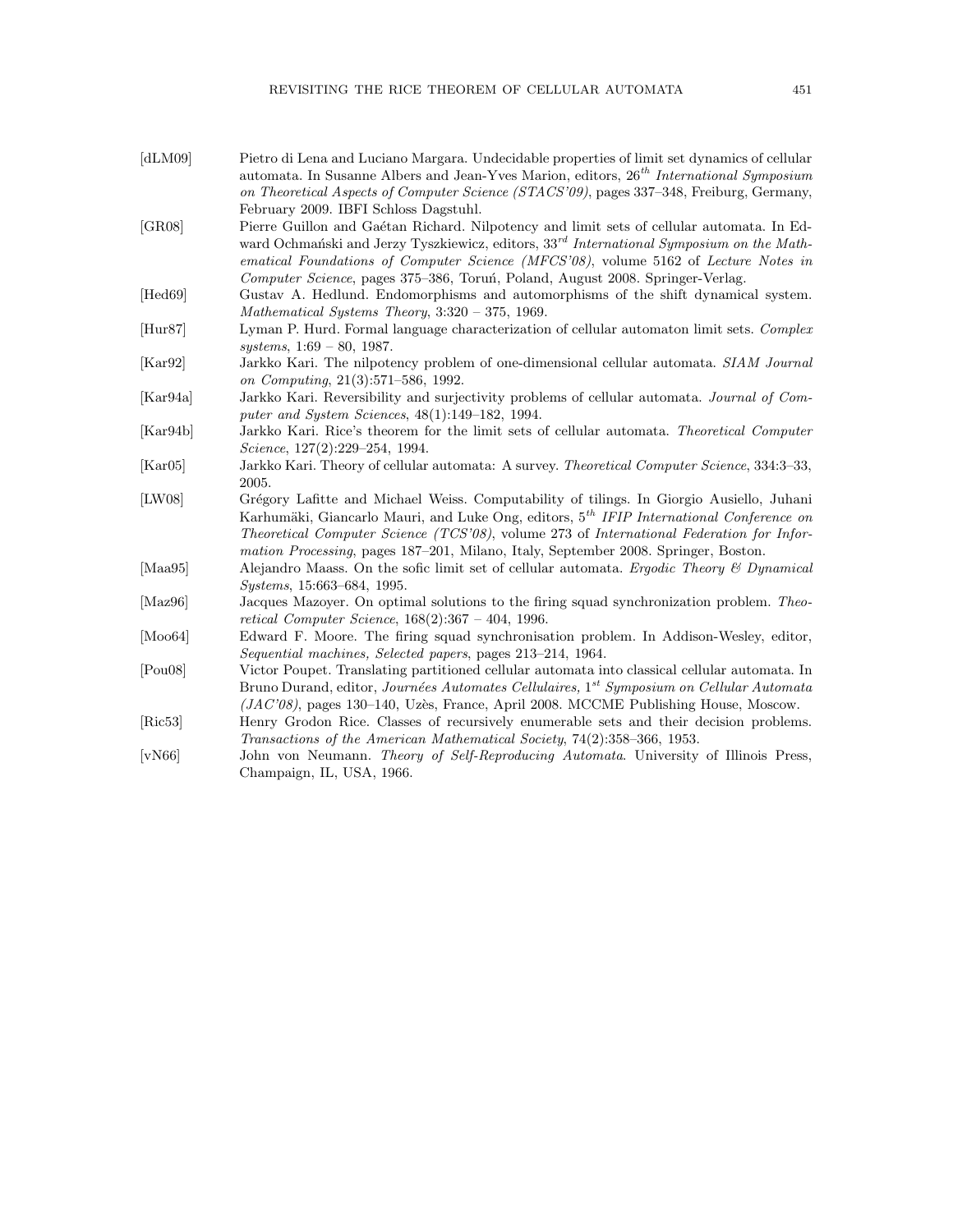[dLM09] Pietro di Lena and Luciano Margara. Undecidable properties of limit set dynamics of cellular automata. In Susanne Albers and Jean-Yves Marion, editors, $26^{th}$ *International Symposium on Theoretical Aspects of Computer Science (STACS'09)*, pages 337–348, Freiburg, Germany, February 2009. IBFI Schloss Dagstuhl.

[GR08] Pierre Guillon and Gaétan Richard. Nilpotency and limit sets of cellular automata. In Edward Ochmański and Jerzy Tyszkiewicz, editors, $33^{rd}$ *International Symposium on the Mathematical Foundations of Computer Science (MFCS'08)*, volume 5162 of *Lecture Notes in Computer Science*, pages 375–386, Toruń, Poland, August 2008. Springer-Verlag.

[Hed69] Gustav A. Hedlund. Endomorphisms and automorphisms of the shift dynamical system. *Mathematical Systems Theory*, 3:320 – 375, 1969.

[Hur87] Lyman P. Hurd. Formal language characterization of cellular automaton limit sets. *Complex systems*, 1:69 – 80, 1987.

[Kar92] Jarkko Kari. The nilpotency problem of one-dimensional cellular automata. *SIAM Journal on Computing*, 21(3):571–586, 1992.

[Kar94a] Jarkko Kari. Reversibility and surjectivity problems of cellular automata. *Journal of Computer and System Sciences*, 48(1):149–182, 1994.

[Kar94b] Jarkko Kari. Rice's theorem for the limit sets of cellular automata. *Theoretical Computer Science*, 127(2):229–254, 1994.

[Kar05] Jarkko Kari. Theory of cellular automata: A survey. *Theoretical Computer Science*, 334:3–33, 2005.

[LW08] Grégory Lafitte and Michael Weiss. Computability of tilings. In Giorgio Ausiello, Juhani Karhumäki, Giancarlo Mauri, and Luke Ong, editors, $5^{th}$ *IFIP International Conference on Theoretical Computer Science (TCS'08)*, volume 273 of *International Federation for Information Processing*, pages 187–201, Milano, Italy, September 2008. Springer, Boston.

[Maa95] Alejandro Maass. On the sofic limit set of cellular automata. *Ergodic Theory & Dynamical Systems*, 15:663–684, 1995.

[Maz96] Jacques Mazoyer. On optimal solutions to the firing squad synchronization problem. *Theoretical Computer Science*, 168(2):367 – 404, 1996.

[Moo64] Edward F. Moore. The firing squad synchronisation problem. In Addison-Wesley, editor, *Sequential machines, Selected papers*, pages 213–214, 1964.

[Pou08] Victor Poupet. Translating partitioned cellular automata into classical cellular automata. In Bruno Durand, editor, *Journées Automates Cellulaires,* $1^{st}$ *Symposium on Cellular Automata (JAC'08)*, pages 130–140, Uzès, France, April 2008. MCCME Publishing House, Moscow.

[Ric53] Henry Grodon Rice. Classes of recursively enumerable sets and their decision problems. *Transactions of the American Mathematical Society*, 74(2):358–366, 1953.

[vN66] John von Neumann. *Theory of Self-Reproducing Automata*. University of Illinois Press, Champaign, IL, USA, 1966.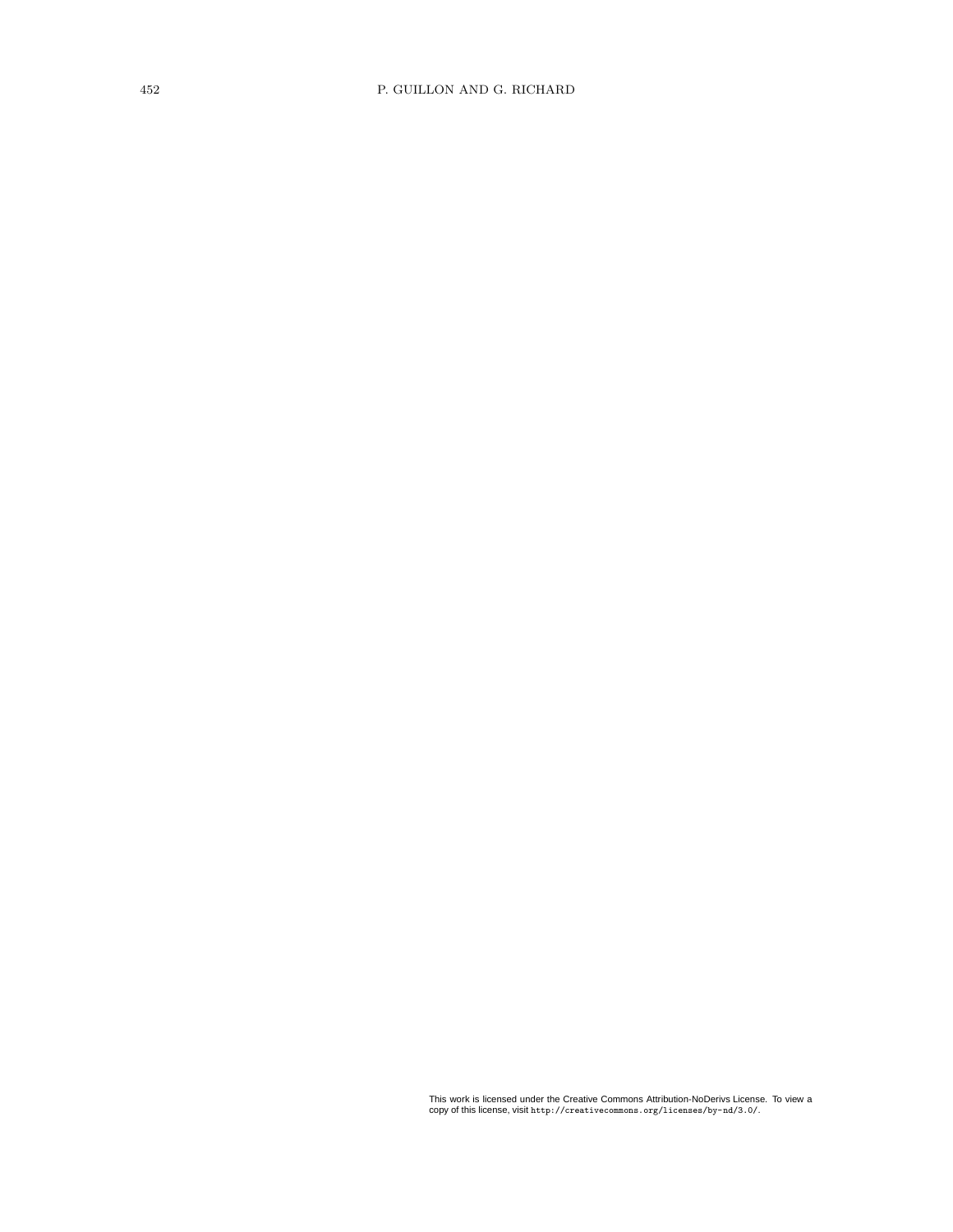This work is licensed under the Creative Commons Attribution-NoDerivs License. To view a copy of this license, visit http://creativecommons.org/licenses/by-nd/3.0/.